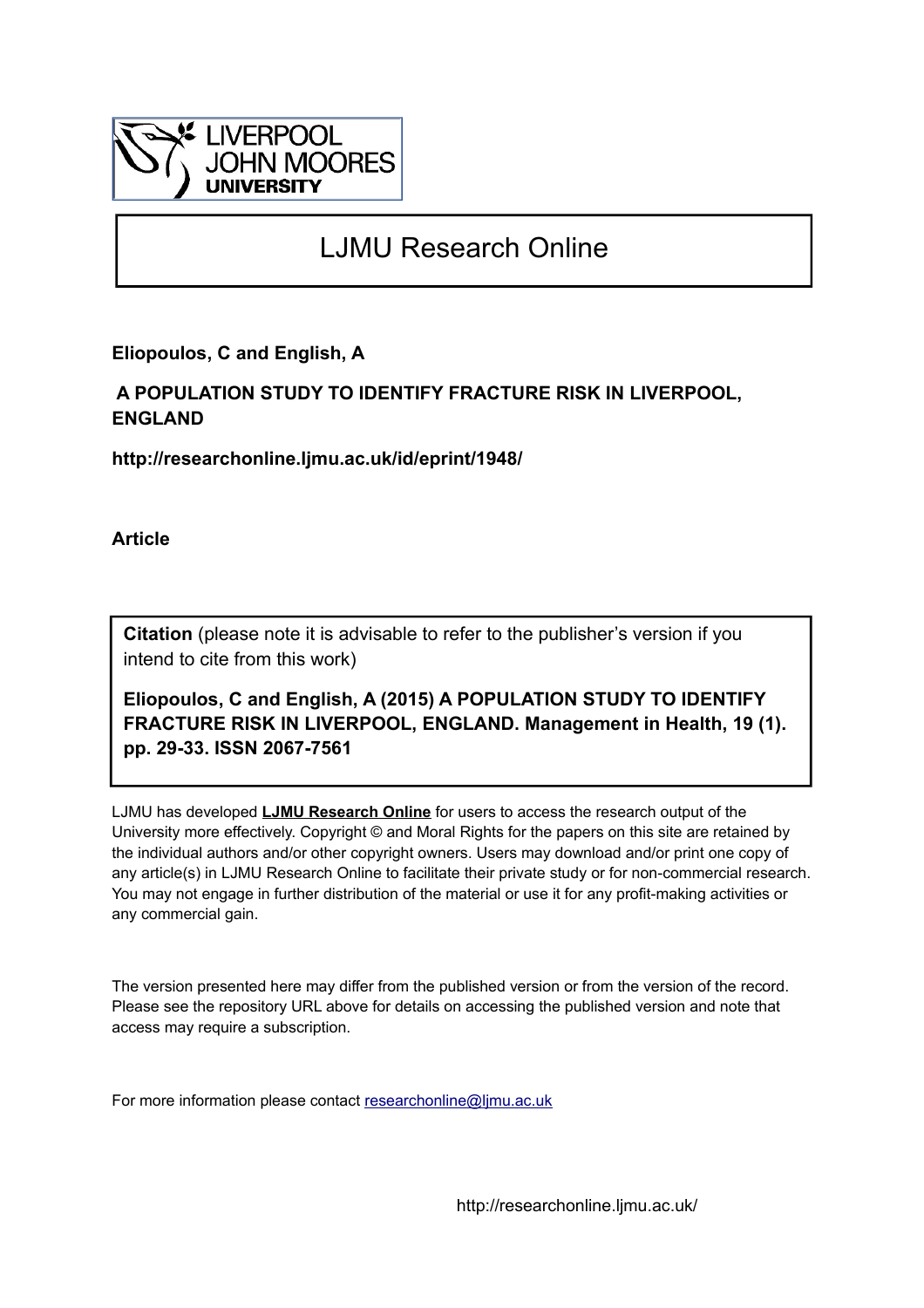LIVERPOOL JOHN MOORES UNIVERSITY

# LJMU Research Online

**Eliopoulos, C and English, A**

**A POPULATION STUDY TO IDENTIFY FRACTURE RISK IN LIVERPOOL, ENGLAND**

**http://researchonline.ljmu.ac.uk/id/eprint/1948/**

**Article**

**Citation** (please note it is advisable to refer to the publisher's version if you intend to cite from this work)

**Eliopoulos, C and English, A (2015) A POPULATION STUDY TO IDENTIFY FRACTURE RISK IN LIVERPOOL, ENGLAND. Management in Health, 19 (1). pp. 29-33. ISSN 2067-7561**

LJMU has developed **LJMU Research Online** for users to access the research output of the University more effectively. Copyright © and Moral Rights for the papers on this site are retained by the individual authors and/or other copyright owners. Users may download and/or print one copy of any article(s) in LJMU Research Online to facilitate their private study or for non-commercial research. You may not engage in further distribution of the material or use it for any profit-making activities or any commercial gain.

The version presented here may differ from the published version or from the version of the record. Please see the repository URL above for details on accessing the published version and note that access may require a subscription.

For more information please contact researchonline@ljmu.ac.uk

http://researchonline.ljmu.ac.uk/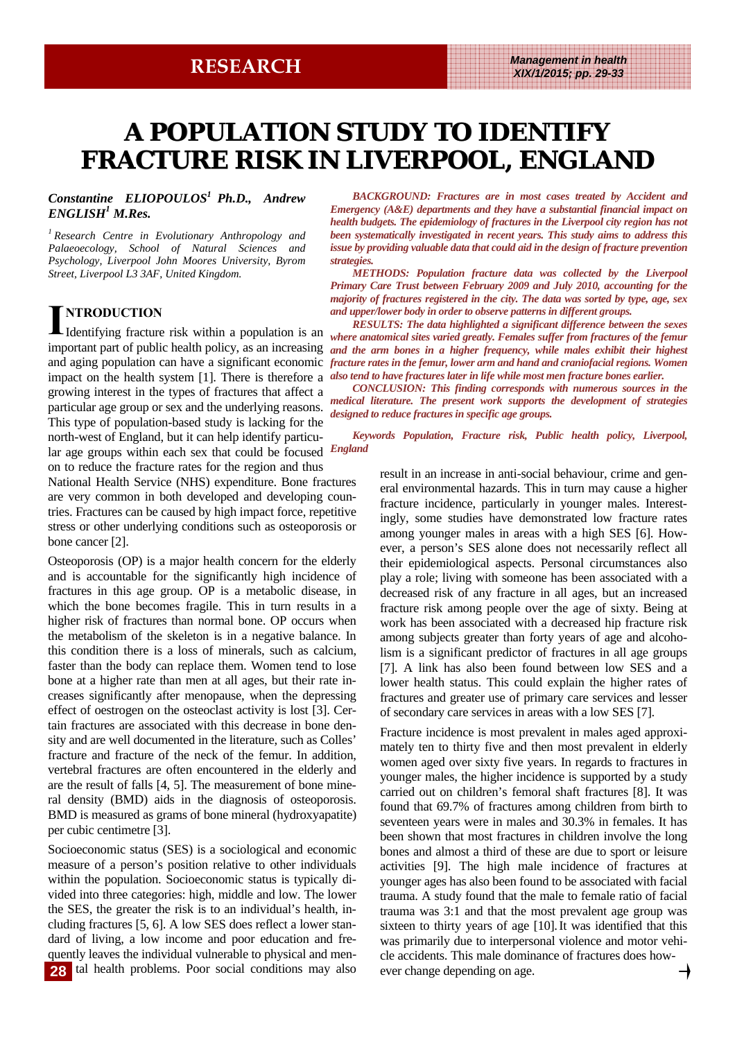# A POPULATION STUDY TO IDENTIFY FRACTURE RISK IN LIVERPOOL, ENGLAND

***Constantine ELIOPOULOS[1] Ph.D., Andrew ENGLISH[1] M.Res.***

*[1] Research Centre in Evolutionary Anthropology and Palaeoecology, School of Natural Sciences and Psychology, Liverpool John Moores University, Byrom Street, Liverpool L3 3AF, United Kingdom.*

***BACKGROUND: Fractures are in most cases treated by Accident and Emergency (A&E) departments and they have a substantial financial impact on health budgets. The epidemiology of fractures in the Liverpool city region has not been systematically investigated in recent years. This study aims to address this issue by providing valuable data that could aid in the design of fracture prevention strategies.***

***METHODS: Population fracture data was collected by the Liverpool Primary Care Trust between February 2009 and July 2010, accounting for the majority of fractures registered in the city. The data was sorted by type, age, sex and upper/lower body in order to observe patterns in different groups.***

***RESULTS: The data highlighted a significant difference between the sexes where anatomical sites varied greatly. Females suffer from fractures of the femur and the arm bones in a higher frequency, while males exhibit their highest fracture rates in the femur, lower arm and hand and craniofacial regions. Women also tend to have fractures later in life while most men fracture bones earlier.***

***CONCLUSION: This finding corresponds with numerous sources in the medical literature. The present work supports the development of strategies designed to reduce fractures in specific age groups.***

***Keywords Population, Fracture risk, Public health policy, Liverpool, England***

## INTRODUCTION

Identifying fracture risk within a population is an important part of public health policy, as an increasing and aging population can have a significant economic impact on the health system [1]. There is therefore a growing interest in the types of fractures that affect a particular age group or sex and the underlying reasons. This type of population-based study is lacking for the north-west of England, but it can help identify particular age groups within each sex that could be focused on to reduce the fracture rates for the region and thus National Health Service (NHS) expenditure. Bone fractures are very common in both developed and developing countries. Fractures can be caused by high impact force, repetitive stress or other underlying conditions such as osteoporosis or bone cancer [2].

Osteoporosis (OP) is a major health concern for the elderly and is accountable for the significantly high incidence of fractures in this age group. OP is a metabolic disease, in which the bone becomes fragile. This in turn results in a higher risk of fractures than normal bone. OP occurs when the metabolism of the skeleton is in a negative balance. In this condition there is a loss of minerals, such as calcium, faster than the body can replace them. Women tend to lose bone at a higher rate than men at all ages, but their rate increases significantly after menopause, when the depressing effect of oestrogen on the osteoclast activity is lost [3]. Certain fractures are associated with this decrease in bone density and are well documented in the literature, such as Colles' fracture and fracture of the neck of the femur. In addition, vertebral fractures are often encountered in the elderly and are the result of falls [4, 5]. The measurement of bone mineral density (BMD) aids in the diagnosis of osteoporosis. BMD is measured as grams of bone mineral (hydroxyapatite) per cubic centimetre [3].

Socioeconomic status (SES) is a sociological and economic measure of a person's position relative to other individuals within the population. Socioeconomic status is typically divided into three categories: high, middle and low. The lower the SES, the greater the risk is to an individual's health, including fractures [5, 6]. A low SES does reflect a lower standard of living, a low income and poor education and frequently leaves the individual vulnerable to physical and mental health problems. Poor social conditions may also result in an increase in anti-social behaviour, crime and general environmental hazards. This in turn may cause a higher fracture incidence, particularly in younger males. Interestingly, some studies have demonstrated low fracture rates among younger males in areas with a high SES [6]. However, a person's SES alone does not necessarily reflect all their epidemiological aspects. Personal circumstances also play a role; living with someone has been associated with a decreased risk of any fracture in all ages, but an increased fracture risk among people over the age of sixty. Being at work has been associated with a decreased hip fracture risk among subjects greater than forty years of age and alcoholism is a significant predictor of fractures in all age groups [7]. A link has also been found between low SES and a lower health status. This could explain the higher rates of fractures and greater use of primary care services and lesser of secondary care services in areas with a low SES [7].

Fracture incidence is most prevalent in males aged approximately ten to thirty five and then most prevalent in elderly women aged over sixty five years. In regards to fractures in younger males, the higher incidence is supported by a study carried out on children's femoral shaft fractures [8]. It was found that 69.7% of fractures among children from birth to seventeen years were in males and 30.3% in females. It has been shown that most fractures in children involve the long bones and almost a third of these are due to sport or leisure activities [9]. The high male incidence of fractures at younger ages has also been found to be associated with facial trauma. A study found that the male to female ratio of facial trauma was 3:1 and that the most prevalent age group was sixteen to thirty years of age [10]. It was identified that this was primarily due to interpersonal violence and motor vehicle accidents. This male dominance of fractures does however change depending on age.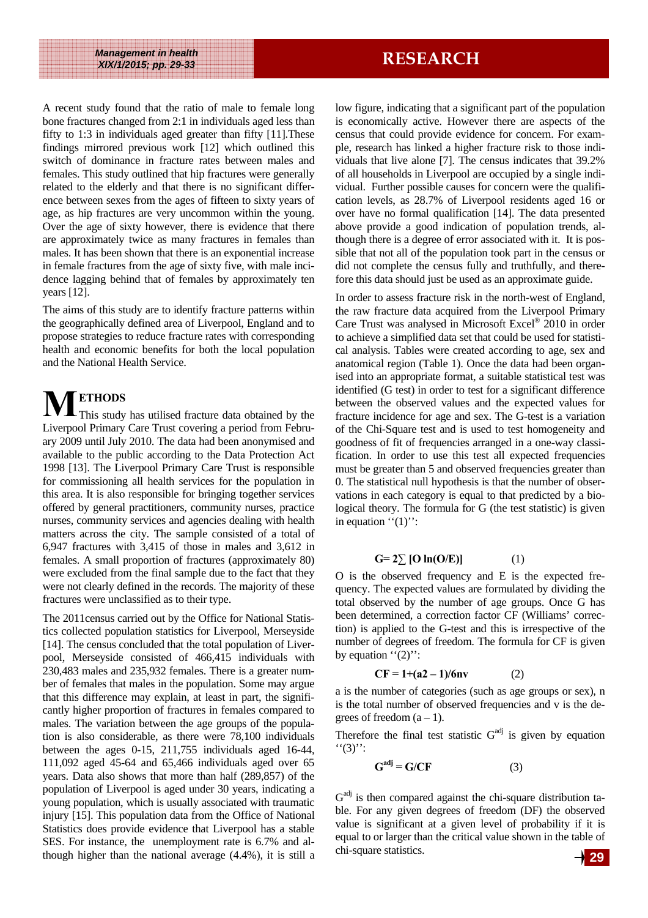A recent study found that the ratio of male to female long bone fractures changed from 2:1 in individuals aged less than fifty to 1:3 in individuals aged greater than fifty [11].These findings mirrored previous work [12] which outlined this switch of dominance in fracture rates between males and females. This study outlined that hip fractures were generally related to the elderly and that there is no significant difference between sexes from the ages of fifteen to sixty years of age, as hip fractures are very uncommon within the young. Over the age of sixty however, there is evidence that there are approximately twice as many fractures in females than males. It has been shown that there is an exponential increase in female fractures from the age of sixty five, with male incidence lagging behind that of females by approximately ten years [12].

The aims of this study are to identify fracture patterns within the geographically defined area of Liverpool, England and to propose strategies to reduce fracture rates with corresponding health and economic benefits for both the local population and the National Health Service.

## METHODS

This study has utilised fracture data obtained by the Liverpool Primary Care Trust covering a period from February 2009 until July 2010. The data had been anonymised and available to the public according to the Data Protection Act 1998 [13]. The Liverpool Primary Care Trust is responsible for commissioning all health services for the population in this area. It is also responsible for bringing together services offered by general practitioners, community nurses, practice nurses, community services and agencies dealing with health matters across the city. The sample consisted of a total of 6,947 fractures with 3,415 of those in males and 3,612 in females. A small proportion of fractures (approximately 80) were excluded from the final sample due to the fact that they were not clearly defined in the records. The majority of these fractures were unclassified as to their type.

The 2011census carried out by the Office for National Statistics collected population statistics for Liverpool, Merseyside [14]. The census concluded that the total population of Liverpool, Merseyside consisted of 466,415 individuals with 230,483 males and 235,932 females. There is a greater number of females that males in the population. Some may argue that this difference may explain, at least in part, the significantly higher proportion of fractures in females compared to males. The variation between the age groups of the population is also considerable, as there were 78,100 individuals between the ages 0-15, 211,755 individuals aged 16-44, 111,092 aged 45-64 and 65,466 individuals aged over 65 years. Data also shows that more than half (289,857) of the population of Liverpool is aged under 30 years, indicating a young population, which is usually associated with traumatic injury [15]. This population data from the Office of National Statistics does provide evidence that Liverpool has a stable SES. For instance, the unemployment rate is 6.7% and although higher than the national average (4.4%), it is still a low figure, indicating that a significant part of the population is economically active. However there are aspects of the census that could provide evidence for concern. For example, research has linked a higher fracture risk to those individuals that live alone [7]. The census indicates that 39.2% of all households in Liverpool are occupied by a single individual. Further possible causes for concern were the qualification levels, as 28.7% of Liverpool residents aged 16 or over have no formal qualification [14]. The data presented above provide a good indication of population trends, although there is a degree of error associated with it. It is possible that not all of the population took part in the census or did not complete the census fully and truthfully, and therefore this data should just be used as an approximate guide.

In order to assess fracture risk in the north-west of England, the raw fracture data acquired from the Liverpool Primary Care Trust was analysed in Microsoft Excel® 2010 in order to achieve a simplified data set that could be used for statistical analysis. Tables were created according to age, sex and anatomical region (Table 1). Once the data had been organised into an appropriate format, a suitable statistical test was identified (G test) in order to test for a significant difference between the observed values and the expected values for fracture incidence for age and sex. The G-test is a variation of the Chi-Square test and is used to test homogeneity and goodness of fit of frequencies arranged in a one-way classification. In order to use this test all expected frequencies must be greater than 5 and observed frequencies greater than 0. The statistical null hypothesis is that the number of observations in each category is equal to that predicted by a biological theory. The formula for G (the test statistic) is given in equation ''(1)'':

$$G = 2\sum [O \ln(O/E)] \qquad (1)$$

O is the observed frequency and E is the expected frequency. The expected values are formulated by dividing the total observed by the number of age groups. Once G has been determined, a correction factor CF (Williams' correction) is applied to the G-test and this is irrespective of the number of degrees of freedom. The formula for CF is given by equation ''(2)'':

$$CF = 1 + (a^2 - 1)/6nv \qquad (2)$$

a is the number of categories (such as age groups or sex), n is the total number of observed frequencies and v is the degrees of freedom (a – 1).

Therefore the final test statistic $G^{adj}$ is given by equation ''(3)'':

$$G^{adj} = G/CF \qquad (3)$$

$G^{adj}$ is then compared against the chi-square distribution table. For any given degrees of freedom (DF) the observed value is significant at a given level of probability if it is equal to or larger than the critical value shown in the table of chi-square statistics.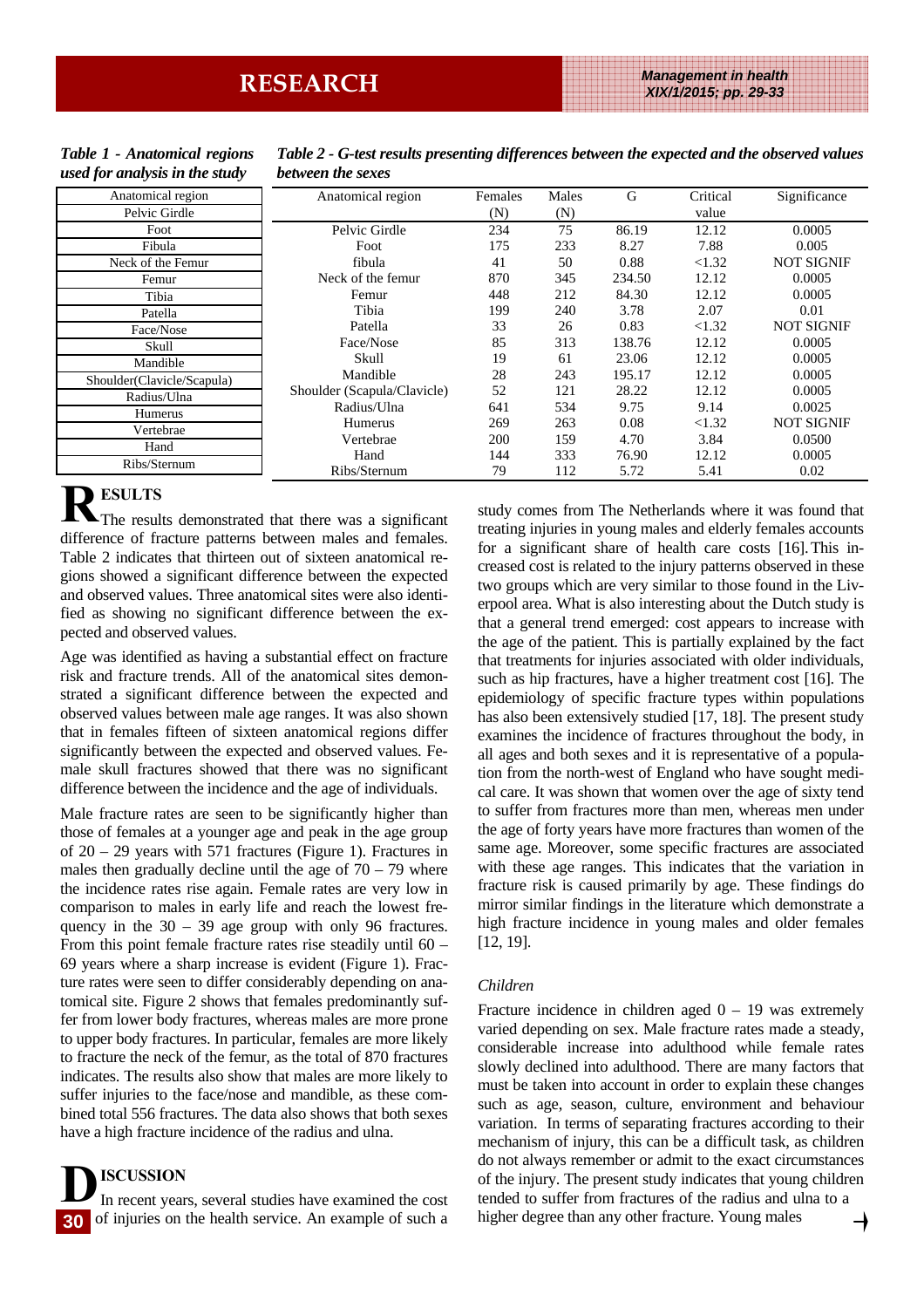*Table 1 - Anatomical regions used for analysis in the study*

| Anatomical region |
|---|
| Pelvic Girdle |
| Foot |
| Fibula |
| Neck of the Femur |
| Femur |
| Tibia |
| Patella |
| Face/Nose |
| Skull |
| Mandible |
| Shoulder(Clavicle/Scapula) |
| Radius/Ulna |
| Humerus |
| Vertebrae |
| Hand |
| Ribs/Sternum |

*Table 2 - G-test results presenting differences between the expected and the observed values between the sexes*

| Anatomical region | Females (N) | Males (N) | G | Critical value | Significance |
|---|---|---|---|---|---|
| Pelvic Girdle | 234 | 75 | 86.19 | 12.12 | 0.0005 |
| Foot | 175 | 233 | 8.27 | 7.88 | 0.005 |
| fibula | 41 | 50 | 0.88 | <1.32 | NOT SIGNIF |
| Neck of the femur | 870 | 345 | 234.50 | 12.12 | 0.0005 |
| Femur | 448 | 212 | 84.30 | 12.12 | 0.0005 |
| Tibia | 199 | 240 | 3.78 | 2.07 | 0.01 |
| Patella | 33 | 26 | 0.83 | <1.32 | NOT SIGNIF |
| Face/Nose | 85 | 313 | 138.76 | 12.12 | 0.0005 |
| Skull | 19 | 61 | 23.06 | 12.12 | 0.0005 |
| Mandible | 28 | 243 | 195.17 | 12.12 | 0.0005 |
| Shoulder (Scapula/Clavicle) | 52 | 121 | 28.22 | 12.12 | 0.0005 |
| Radius/Ulna | 641 | 534 | 9.75 | 9.14 | 0.0025 |
| Humerus | 269 | 263 | 0.08 | <1.32 | NOT SIGNIF |
| Vertebrae | 200 | 159 | 4.70 | 3.84 | 0.0500 |
| Hand | 144 | 333 | 76.90 | 12.12 | 0.0005 |
| Ribs/Sternum | 79 | 112 | 5.72 | 5.41 | 0.02 |

## RESULTS

The results demonstrated that there was a significant difference of fracture patterns between males and females. Table 2 indicates that thirteen out of sixteen anatomical regions showed a significant difference between the expected and observed values. Three anatomical sites were also identified as showing no significant difference between the expected and observed values.

Age was identified as having a substantial effect on fracture risk and fracture trends. All of the anatomical sites demonstrated a significant difference between the expected and observed values between male age ranges. It was also shown that in females fifteen of sixteen anatomical regions differ significantly between the expected and observed values. Female skull fractures showed that there was no significant difference between the incidence and the age of individuals.

Male fracture rates are seen to be significantly higher than those of females at a younger age and peak in the age group of 20 – 29 years with 571 fractures (Figure 1). Fractures in males then gradually decline until the age of 70 – 79 where the incidence rates rise again. Female rates are very low in comparison to males in early life and reach the lowest frequency in the 30 – 39 age group with only 96 fractures. From this point female fracture rates rise steadily until 60 – 69 years where a sharp increase is evident (Figure 1). Fracture rates were seen to differ considerably depending on anatomical site. Figure 2 shows that females predominantly suffer from lower body fractures, whereas males are more prone to upper body fractures. In particular, females are more likely to fracture the neck of the femur, as the total of 870 fractures indicates. The results also show that males are more likely to suffer injuries to the face/nose and mandible, as these combined total 556 fractures. The data also shows that both sexes have a high fracture incidence of the radius and ulna.

## DISCUSSION

In recent years, several studies have examined the cost of injuries on the health service. An example of such a study comes from The Netherlands where it was found that treating injuries in young males and elderly females accounts for a significant share of health care costs [16]. This increased cost is related to the injury patterns observed in these two groups which are very similar to those found in the Liverpool area. What is also interesting about the Dutch study is that a general trend emerged: cost appears to increase with the age of the patient. This is partially explained by the fact that treatments for injuries associated with older individuals, such as hip fractures, have a higher treatment cost [16]. The epidemiology of specific fracture types within populations has also been extensively studied [17, 18]. The present study examines the incidence of fractures throughout the body, in all ages and both sexes and it is representative of a population from the north-west of England who have sought medical care. It was shown that women over the age of sixty tend to suffer from fractures more than men, whereas men under the age of forty years have more fractures than women of the same age. Moreover, some specific fractures are associated with these age ranges. This indicates that the variation in fracture risk is caused primarily by age. These findings do mirror similar findings in the literature which demonstrate a high fracture incidence in young males and older females [12, 19].

### *Children*

Fracture incidence in children aged 0 – 19 was extremely varied depending on sex. Male fracture rates made a steady, considerable increase into adulthood while female rates slowly declined into adulthood. There are many factors that must be taken into account in order to explain these changes such as age, season, culture, environment and behaviour variation. In terms of separating fractures according to their mechanism of injury, this can be a difficult task, as children do not always remember or admit to the exact circumstances of the injury. The present study indicates that young children tended to suffer from fractures of the radius and ulna to a higher degree than any other fracture. Young males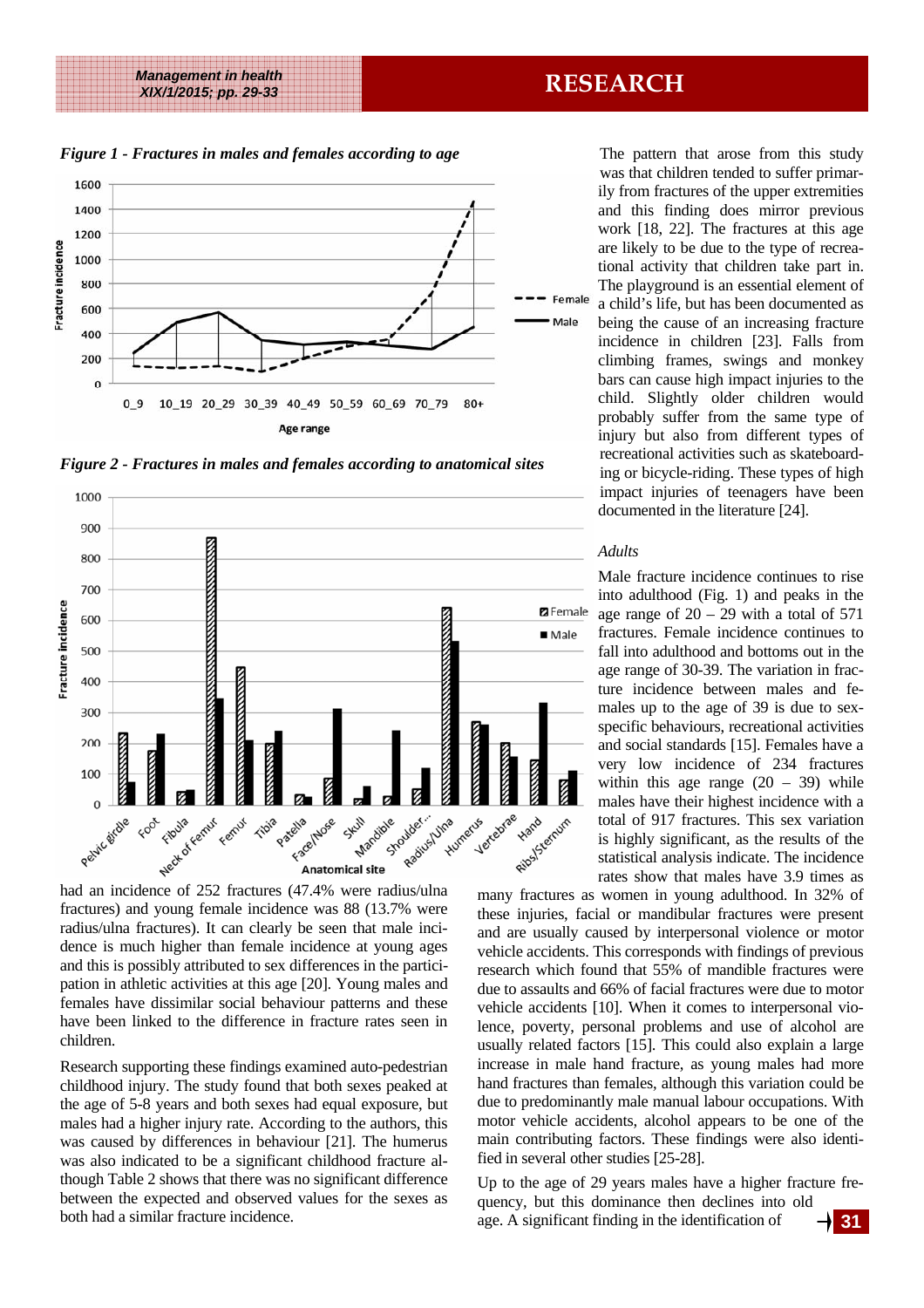*Figure 1 - Fractures in males and females according to age*

*Figure 2 - Fractures in males and females according to anatomical sites*

had an incidence of 252 fractures (47.4% were radius/ulna fractures) and young female incidence was 88 (13.7% were radius/ulna fractures). It can clearly be seen that male incidence is much higher than female incidence at young ages and this is possibly attributed to sex differences in the participation in athletic activities at this age [20]. Young males and females have dissimilar social behaviour patterns and these have been linked to the difference in fracture rates seen in children.

Research supporting these findings examined auto-pedestrian childhood injury. The study found that both sexes peaked at the age of 5-8 years and both sexes had equal exposure, but males had a higher injury rate. According to the authors, this was caused by differences in behaviour [21]. The humerus was also indicated to be a significant childhood fracture although Table 2 shows that there was no significant difference between the expected and observed values for the sexes as both had a similar fracture incidence.

The pattern that arose from this study was that children tended to suffer primarily from fractures of the upper extremities and this finding does mirror previous work [18, 22]. The fractures at this age are likely to be due to the type of recreational activity that children take part in. The playground is an essential element of a child's life, but has been documented as being the cause of an increasing fracture incidence in children [23]. Falls from climbing frames, swings and monkey bars can cause high impact injuries to the child. Slightly older children would probably suffer from the same type of injury but also from different types of recreational activities such as skateboarding or bicycle-riding. These types of high impact injuries of teenagers have been documented in the literature [24].

*Adults*

Male fracture incidence continues to rise into adulthood (Fig. 1) and peaks in the age range of 20 – 29 with a total of 571 fractures. Female incidence continues to fall into adulthood and bottoms out in the age range of 30-39. The variation in fracture incidence between males and females up to the age of 39 is due to sex-specific behaviours, recreational activities and social standards [15]. Females have a very low incidence of 234 fractures within this age range (20 – 39) while males have their highest incidence with a total of 917 fractures. This sex variation is highly significant, as the results of the statistical analysis indicate. The incidence rates show that males have 3.9 times as many fractures as women in young adulthood. In 32% of these injuries, facial or mandibular fractures were present and are usually caused by interpersonal violence or motor vehicle accidents. This corresponds with findings of previous research which found that 55% of mandible fractures were due to assaults and 66% of facial fractures were due to motor vehicle accidents [10]. When it comes to interpersonal violence, poverty, personal problems and use of alcohol are usually related factors [15]. This could also explain a large increase in male hand fracture, as young males had more hand fractures than females, although this variation could be due to predominantly male manual labour occupations. With motor vehicle accidents, alcohol appears to be one of the main contributing factors. These findings were also identified in several other studies [25-28].

Up to the age of 29 years males have a higher fracture frequency, but this dominance then declines into old age. A significant finding in the identification of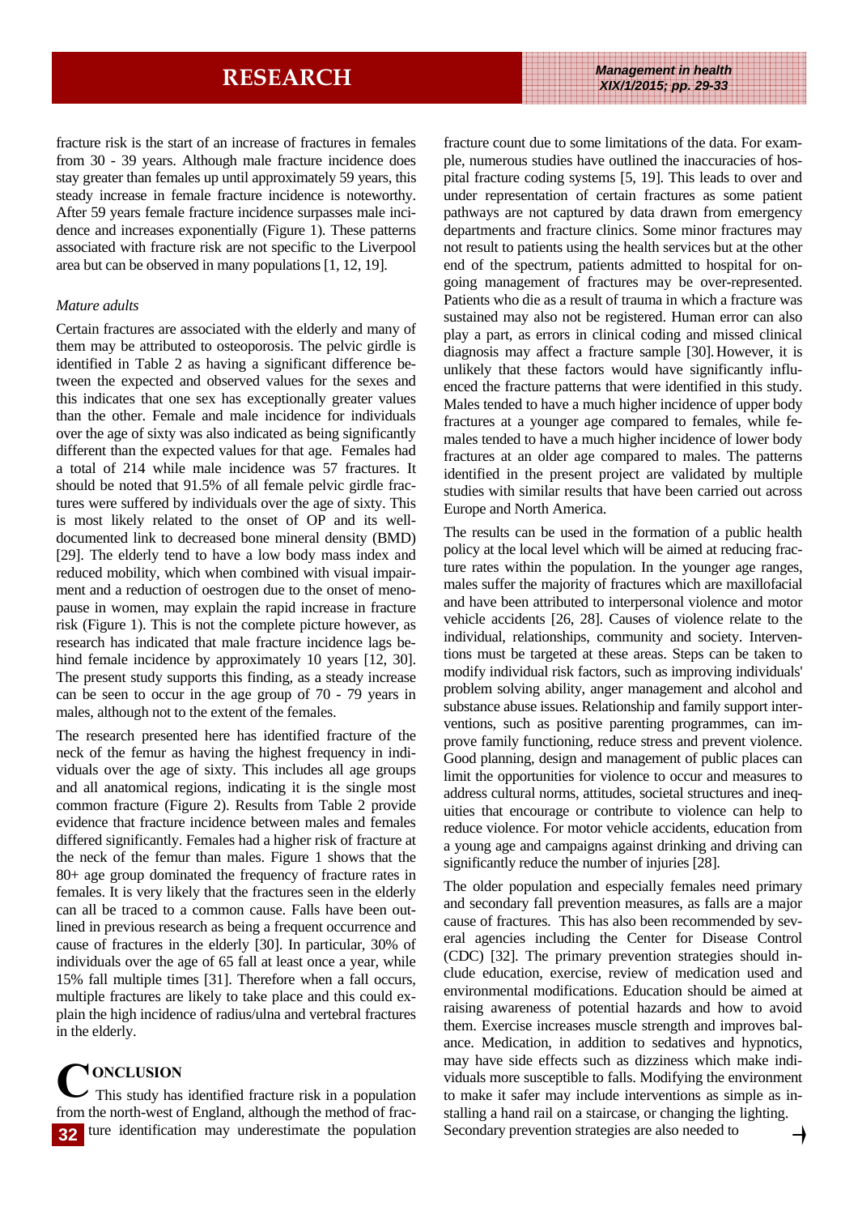fracture risk is the start of an increase of fractures in females from 30 - 39 years. Although male fracture incidence does stay greater than females up until approximately 59 years, this steady increase in female fracture incidence is noteworthy. After 59 years female fracture incidence surpasses male incidence and increases exponentially (Figure 1). These patterns associated with fracture risk are not specific to the Liverpool area but can be observed in many populations [1, 12, 19].

*Mature adults*

Certain fractures are associated with the elderly and many of them may be attributed to osteoporosis. The pelvic girdle is identified in Table 2 as having a significant difference between the expected and observed values for the sexes and this indicates that one sex has exceptionally greater values than the other. Female and male incidence for individuals over the age of sixty was also indicated as being significantly different than the expected values for that age. Females had a total of 214 while male incidence was 57 fractures. It should be noted that 91.5% of all female pelvic girdle fractures were suffered by individuals over the age of sixty. This is most likely related to the onset of OP and its well-documented link to decreased bone mineral density (BMD) [29]. The elderly tend to have a low body mass index and reduced mobility, which when combined with visual impairment and a reduction of oestrogen due to the onset of menopause in women, may explain the rapid increase in fracture risk (Figure 1). This is not the complete picture however, as research has indicated that male fracture incidence lags behind female incidence by approximately 10 years [12, 30]. The present study supports this finding, as a steady increase can be seen to occur in the age group of 70 - 79 years in males, although not to the extent of the females.

The research presented here has identified fracture of the neck of the femur as having the highest frequency in individuals over the age of sixty. This includes all age groups and all anatomical regions, indicating it is the single most common fracture (Figure 2). Results from Table 2 provide evidence that fracture incidence between males and females differed significantly. Females had a higher risk of fracture at the neck of the femur than males. Figure 1 shows that the 80+ age group dominated the frequency of fracture rates in females. It is very likely that the fractures seen in the elderly can all be traced to a common cause. Falls have been outlined in previous research as being a frequent occurrence and cause of fractures in the elderly [30]. In particular, 30% of individuals over the age of 65 fall at least once a year, while 15% fall multiple times [31]. Therefore when a fall occurs, multiple fractures are likely to take place and this could explain the high incidence of radius/ulna and vertebral fractures in the elderly.

## CONCLUSION

This study has identified fracture risk in a population from the north-west of England, although the method of fracture identification may underestimate the population fracture count due to some limitations of the data. For example, numerous studies have outlined the inaccuracies of hospital fracture coding systems [5, 19]. This leads to over and under representation of certain fractures as some patient pathways are not captured by data drawn from emergency departments and fracture clinics. Some minor fractures may not result to patients using the health services but at the other end of the spectrum, patients admitted to hospital for ongoing management of fractures may be over-represented. Patients who die as a result of trauma in which a fracture was sustained may also not be registered. Human error can also play a part, as errors in clinical coding and missed clinical diagnosis may affect a fracture sample [30]. However, it is unlikely that these factors would have significantly influenced the fracture patterns that were identified in this study. Males tended to have a much higher incidence of upper body fractures at a younger age compared to females, while females tended to have a much higher incidence of lower body fractures at an older age compared to males. The patterns identified in the present project are validated by multiple studies with similar results that have been carried out across Europe and North America.

The results can be used in the formation of a public health policy at the local level which will be aimed at reducing fracture rates within the population. In the younger age ranges, males suffer the majority of fractures which are maxillofacial and have been attributed to interpersonal violence and motor vehicle accidents [26, 28]. Causes of violence relate to the individual, relationships, community and society. Interventions must be targeted at these areas. Steps can be taken to modify individual risk factors, such as improving individuals' problem solving ability, anger management and alcohol and substance abuse issues. Relationship and family support interventions, such as positive parenting programmes, can improve family functioning, reduce stress and prevent violence. Good planning, design and management of public places can limit the opportunities for violence to occur and measures to address cultural norms, attitudes, societal structures and inequities that encourage or contribute to violence can help to reduce violence. For motor vehicle accidents, education from a young age and campaigns against drinking and driving can significantly reduce the number of injuries [28].

The older population and especially females need primary and secondary fall prevention measures, as falls are a major cause of fractures. This has also been recommended by several agencies including the Center for Disease Control (CDC) [32]. The primary prevention strategies should include education, exercise, review of medication used and environmental modifications. Education should be aimed at raising awareness of potential hazards and how to avoid them. Exercise increases muscle strength and improves balance. Medication, in addition to sedatives and hypnotics, may have side effects such as dizziness which make individuals more susceptible to falls. Modifying the environment to make it safer may include interventions as simple as installing a hand rail on a staircase, or changing the lighting. Secondary prevention strategies are also needed to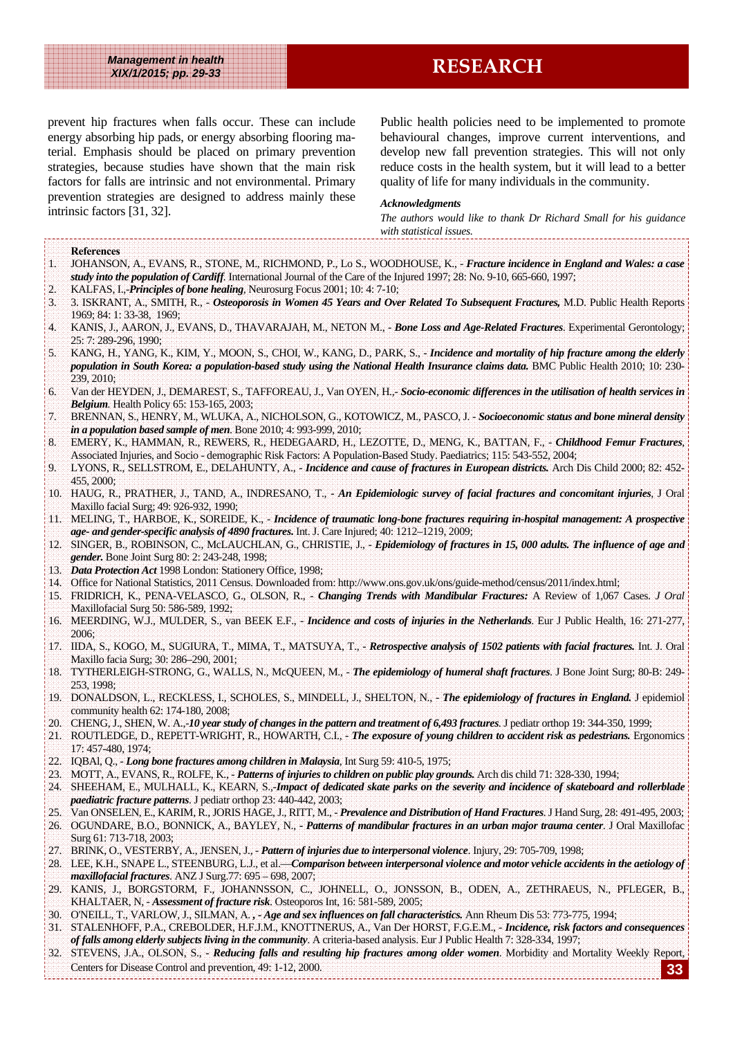prevent hip fractures when falls occur. These can include energy absorbing hip pads, or energy absorbing flooring material. Emphasis should be placed on primary prevention strategies, because studies have shown that the main risk factors for falls are intrinsic and not environmental. Primary prevention strategies are designed to address mainly these intrinsic factors [31, 32].

Public health policies need to be implemented to promote behavioural changes, improve current interventions, and develop new fall prevention strategies. This will not only reduce costs in the health system, but it will lead to a better quality of life for many individuals in the community.

***Acknowledgments***

*The authors would like to thank Dr Richard Small for his guidance with statistical issues.*

**References**

1. JOHANSON, A., EVANS, R., STONE, M., RICHMOND, P., Lo S., WOODHOUSE, K., - ***Fracture incidence in England and Wales: a case study into the population of Cardiff***. International Journal of the Care of the Injured 1997; 28: No. 9-10, 665-660, 1997;
2. KALFAS, I.,-***Principles of bone healing***, Neurosurg Focus 2001; 10: 4: 7-10;
3. 3. ISKRANT, A., SMITH, R., - ***Osteoporosis in Women 45 Years and Over Related To Subsequent Fractures,*** M.D. Public Health Reports 1969; 84: 1: 33-38, 1969;
4. KANIS, J., AARON, J., EVANS, D., THAVARAJAH, M., NETON M., - ***Bone Loss and Age-Related Fractures***. Experimental Gerontology; 25: 7: 289-296, 1990;
5. KANG, H., YANG, K., KIM, Y., MOON, S., CHOI, W., KANG, D., PARK, S., - ***Incidence and mortality of hip fracture among the elderly population in South Korea: a population-based study using the National Health Insurance claims data.*** BMC Public Health 2010; 10: 230-239, 2010;
6. Van der HEYDEN, J., DEMAREST, S., TAFFOREAU, J., Van OYEN, H.,- ***Socio-economic differences in the utilisation of health services in Belgium***. Health Policy 65: 153-165, 2003;
7. BRENNAN, S., HENRY, M., WLUKA, A., NICHOLSON, G., KOTOWICZ, M., PASCO, J. - ***Socioeconomic status and bone mineral density in a population based sample of men***. Bone 2010; 4: 993-999, 2010;
8. EMERY, K., HAMMAN, R., REWERS, R., HEDEGAARD, H., LEZOTTE, D., MENG, K., BATTAN, F., - ***Childhood Femur Fractures***, Associated Injuries, and Socio - demographic Risk Factors: A Population-Based Study. Paediatrics; 115: 543-552, 2004;
9. LYONS, R., SELLSTROM, E., DELAHUNTY, A., - ***Incidence and cause of fractures in European districts.*** Arch Dis Child 2000; 82: 452-455, 2000;
10. HAUG, R., PRATHER, J., TAND, A., INDRESANO, T., - ***An Epidemiologic survey of facial fractures and concomitant injuries***, J Oral Maxillo facial Surg; 49: 926-932, 1990;
11. MELING, T., HARBOE, K., SOREIDE, K., - ***Incidence of traumatic long-bone fractures requiring in-hospital management: A prospective age- and gender-specific analysis of 4890 fractures.*** Int. J. Care Injured; 40: 1212–1219, 2009;
12. SINGER, B., ROBINSON, C., McLAUCHLAN, G., CHRISTIE, J., - ***Epidemiology of fractures in 15, 000 adults. The influence of age and gender.*** Bone Joint Surg 80: 2: 243-248, 1998;
13. ***Data Protection Act*** 1998 London: Stationery Office, 1998;
14. Office for National Statistics, 2011 Census. Downloaded from: http://www.ons.gov.uk/ons/guide-method/census/2011/index.html;
15. FRIDRICH, K., PENA-VELASCO, G., OLSON, R., - ***Changing Trends with Mandibular Fractures:*** A Review of 1,067 Cases. *J Oral* Maxillofacial Surg 50: 586-589, 1992;
16. MEERDING, W.J., MULDER, S., van BEEK E.F., - ***Incidence and costs of injuries in the Netherlands***. Eur J Public Health, 16: 271-277, 2006;
17. IIDA, S., KOGO, M., SUGIURA, T., MIMA, T., MATSUYA, T., - ***Retrospective analysis of 1502 patients with facial fractures.*** Int. J. Oral Maxillo facia Surg; 30: 286–290, 2001;
18. TYTHERLEIGH-STRONG, G., WALLS, N., McQUEEN, M., - ***The epidemiology of humeral shaft fractures***. J Bone Joint Surg; 80-B: 249-253, 1998;
19. DONALDSON, L., RECKLESS, I., SCHOLES, S., MINDELL, J., SHELTON, N., - ***The epidemiology of fractures in England.*** J epidemiol community health 62: 174-180, 2008;
20. CHENG, J., SHEN, W. A.,-***10 year study of changes in the pattern and treatment of 6,493 fractures***. J pediatr orthop 19: 344-350, 1999;
21. ROUTLEDGE, D., REPETT-WRIGHT, R., HOWARTH, C.I., - ***The exposure of young children to accident risk as pedestrians.*** Ergonomics 17: 457-480, 1974;
22. IQBAl, Q., - ***Long bone fractures among children in Malaysia***, Int Surg 59: 410-5, 1975;
23. MOTT, A., EVANS, R., ROLFE, K., - ***Patterns of injuries to children on public play grounds.*** Arch dis child 71: 328-330, 1994;
24. SHEEHAM, E., MULHALL, K., KEARN, S.,-***Impact of dedicated skate parks on the severity and incidence of skateboard and rollerblade paediatric fracture patterns***. J pediatr orthop 23: 440-442, 2003;
25. Van ONSELEN, E., KARIM, R., JORIS HAGE, J., RITT, M., - ***Prevalence and Distribution of Hand Fractures***. J Hand Surg, 28: 491-495, 2003;
26. OGUNDARE, B.O., BONNICK, A., BAYLEY, N., - ***Patterns of mandibular fractures in an urban major trauma center***. J Oral Maxillofac Surg 61: 713-718, 2003;
27. BRINK, O., VESTERBY, A., JENSEN, J., - ***Pattern of injuries due to interpersonal violence***. Injury, 29: 705-709, 1998;
28. LEE, K.H., SNAPE L., STEENBURG, L.J., et al.—***Comparison between interpersonal violence and motor vehicle accidents in the aetiology of maxillofacial fractures***. ANZ J Surg.77: 695 – 698, 2007;
29. KANIS, J., BORGSTORM, F., JOHANNSSON, C., JOHNELL, O., JONSSON, B., ODEN, A., ZETHRAEUS, N., PFLEGER, B., KHALTAER, N, - ***Assessment of fracture risk***. Osteoporos Int, 16: 581-589, 2005;
30. O'NEILL, T., VARLOW, J., SILMAN, A. **,** - ***Age and sex influences on fall characteristics.*** Ann Rheum Dis 53: 773-775, 1994;
31. STALENHOFF, P.A., CREBOLDER, H.F.J.M., KNOTTNERUS, A., Van Der HORST, F.G.E.M., - ***Incidence, risk factors and consequences of falls among elderly subjects living in the community***. A criteria-based analysis. Eur J Public Health 7: 328-334, 1997;
32. STEVENS, J.A., OLSON, S., - ***Reducing falls and resulting hip fractures among older women***. Morbidity and Mortality Weekly Report, Centers for Disease Control and prevention, 49: 1-12, 2000.